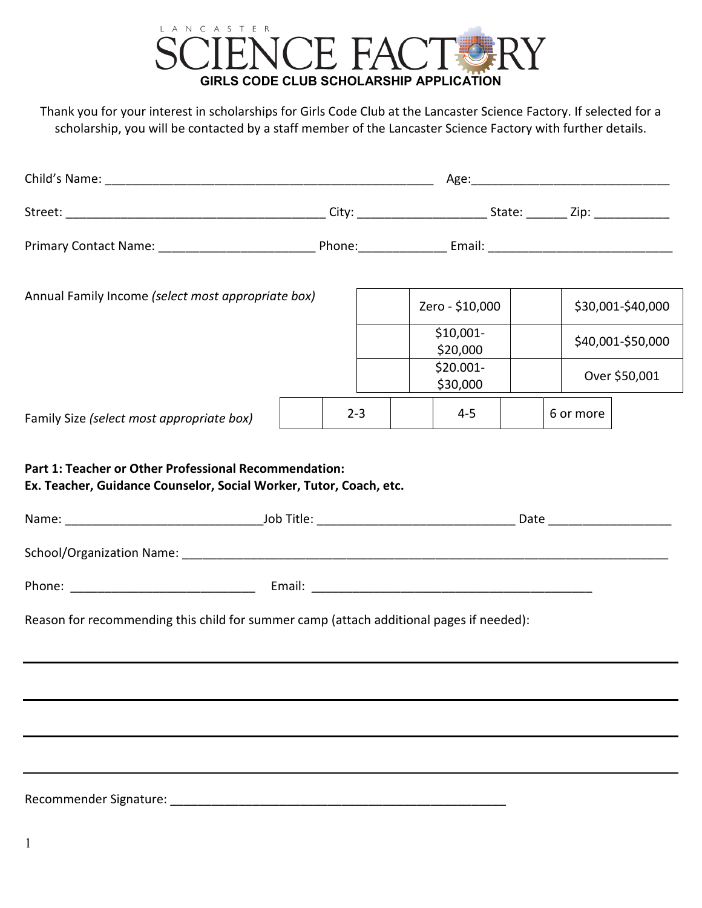# LANCASTER SCIENCE FACTORY

## GIRLS CODE CLUB SCHOLARSHIP APPLICATION

Thank you for your interest in scholarships for Girls Code Club at the Lancaster Science Factory. If selected for a scholarship, you will be contacted by a staff member of the Lancaster Science Factory with further details.

Child's Name: _______________________________________________ Age:____________________________

Street: _____________________________________ City: __________________ State: ______ Zip: ___________

Primary Contact Name: ______________________ Phone:____________ Email: __________________________

Annual Family Income *(select most appropriate box)*

| | | | |
|---|---|---|---|
| | Zero - $10,000 | | $30,001-$40,000 |
| | $10,001-$20,000 | | $40,001-$50,000 |
| | $20.001-$30,000 | | Over $50,001 |

Family Size *(select most appropriate box)*

| | | | | | |
|---|---|---|---|---|---|
| | 2-3 | | 4-5 | | 6 or more |

**Part 1: Teacher or Other Professional Recommendation:**
**Ex. Teacher, Guidance Counselor, Social Worker, Tutor, Coach, etc.**

Name: ____________________________Job Title: _____________________________ Date __________________

School/Organization Name: _________________________________________________________________________

Phone: ___________________________ Email: ___________________________________________

Reason for recommending this child for summer camp (attach additional pages if needed):

_______________________________________________________________________________________________

_______________________________________________________________________________________________

_______________________________________________________________________________________________

_______________________________________________________________________________________________

Recommender Signature: __________________________________________________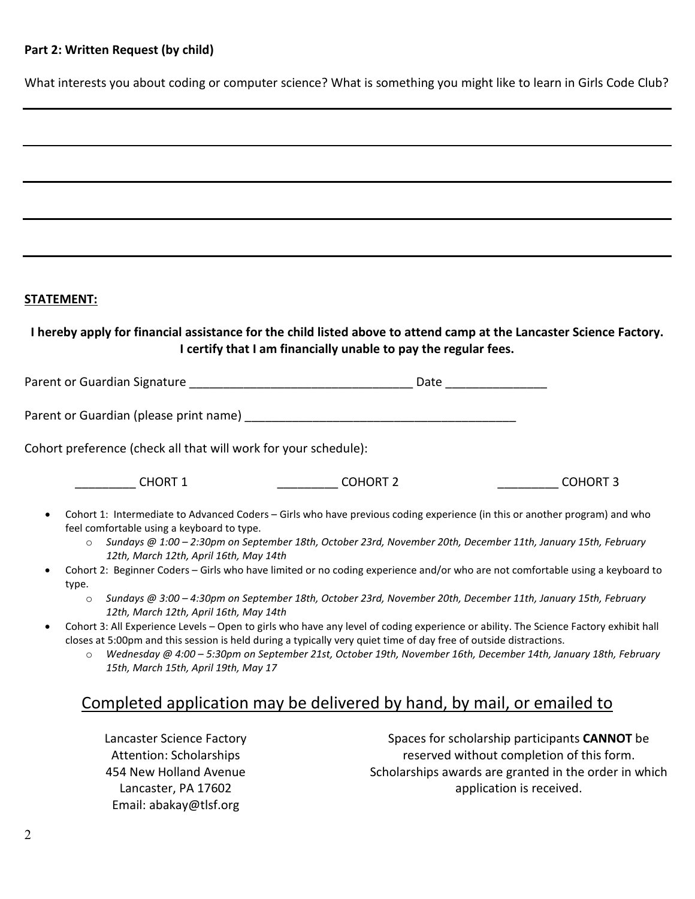**Part 2: Written Request (by child)**

What interests you about coding or computer science? What is something you might like to learn in Girls Code Club?

______________________________________________________________________________

______________________________________________________________________________

______________________________________________________________________________

______________________________________________________________________________

**STATEMENT:**

**I hereby apply for financial assistance for the child listed above to attend camp at the Lancaster Science Factory. I certify that I am financially unable to pay the regular fees.**

Parent or Guardian Signature ________________________________ Date _______________

Parent or Guardian (please print name) ________________________________________

Cohort preference (check all that will work for your schedule):

_________ CHORT 1 _________ COHORT 2 _________ COHORT 3

- Cohort 1: Intermediate to Advanced Coders – Girls who have previous coding experience (in this or another program) and who feel comfortable using a keyboard to type.
  - *Sundays @ 1:00 – 2:30pm on September 18th, October 23rd, November 20th, December 11th, January 15th, February 12th, March 12th, April 16th, May 14th*
- Cohort 2: Beginner Coders – Girls who have limited or no coding experience and/or who are not comfortable using a keyboard to type.
  - *Sundays @ 3:00 – 4:30pm on September 18th, October 23rd, November 20th, December 11th, January 15th, February 12th, March 12th, April 16th, May 14th*
- Cohort 3: All Experience Levels – Open to girls who have any level of coding experience or ability. The Science Factory exhibit hall closes at 5:00pm and this session is held during a typically very quiet time of day free of outside distractions.
  - *Wednesday @ 4:00 – 5:30pm on September 21st, October 19th, November 16th, December 14th, January 18th, February 15th, March 15th, April 19th, May 17*

## Completed application may be delivered by hand, by mail, or emailed to

Lancaster Science Factory
Attention: Scholarships
454 New Holland Avenue
Lancaster, PA 17602
Email: abakay@tlsf.org

Spaces for scholarship participants **CANNOT** be reserved without completion of this form. Scholarships awards are granted in the order in which application is received.